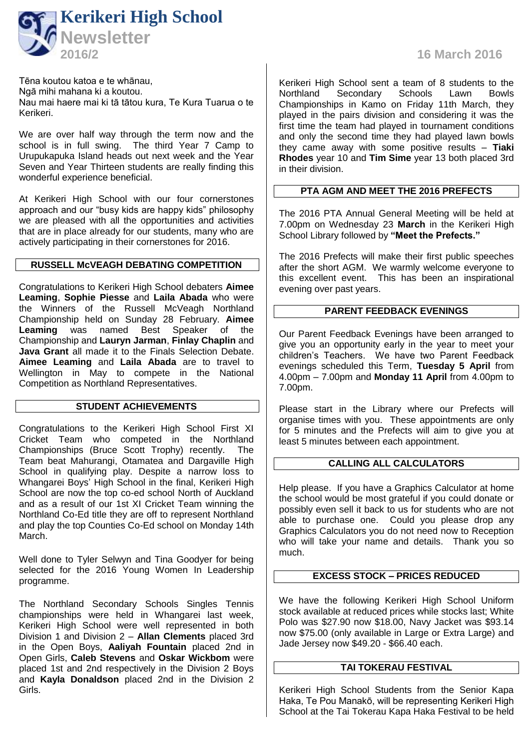# Kerikeri High School Newsletter

2016/2

16 March 2016

Tēna koutou katoa e te whānau,
Ngā mihi mahana ki a koutou.
Nau mai haere mai ki tā tātou kura, Te Kura Tuarua o te Kerikeri.

We are over half way through the term now and the school is in full swing. The third Year 7 Camp to Urupukapuka Island heads out next week and the Year Seven and Year Thirteen students are really finding this wonderful experience beneficial.

At Kerikeri High School with our four cornerstones approach and our "busy kids are happy kids" philosophy we are pleased with all the opportunities and activities that are in place already for our students, many who are actively participating in their cornerstones for 2016.

## RUSSELL McVEAGH DEBATING COMPETITION

Congratulations to Kerikeri High School debaters **Aimee Leaming**, **Sophie Piesse** and **Laila Abada** who were the Winners of the Russell McVeagh Northland Championship held on Sunday 28 February. **Aimee Leaming** was named Best Speaker of the Championship and **Lauryn Jarman**, **Finlay Chaplin** and **Java Grant** all made it to the Finals Selection Debate. **Aimee Leaming** and **Laila Abada** are to travel to Wellington in May to compete in the National Competition as Northland Representatives.

## STUDENT ACHIEVEMENTS

Congratulations to the Kerikeri High School First XI Cricket Team who competed in the Northland Championships (Bruce Scott Trophy) recently. The Team beat Mahurangi, Otamatea and Dargaville High School in qualifying play. Despite a narrow loss to Whangarei Boys' High School in the final, Kerikeri High School are now the top co-ed school North of Auckland and as a result of our 1st XI Cricket Team winning the Northland Co-Ed title they are off to represent Northland and play the top Counties Co-Ed school on Monday 14th March.

Well done to Tyler Selwyn and Tina Goodyer for being selected for the 2016 Young Women In Leadership programme.

The Northland Secondary Schools Singles Tennis championships were held in Whangarei last week, Kerikeri High School were well represented in both Division 1 and Division 2 – **Allan Clements** placed 3rd in the Open Boys, **Aaliyah Fountain** placed 2nd in Open Girls, **Caleb Stevens** and **Oskar Wickbom** were placed 1st and 2nd respectively in the Division 2 Boys and **Kayla Donaldson** placed 2nd in the Division 2 Girls.

Kerikeri High School sent a team of 8 students to the Northland Secondary Schools Lawn Bowls Championships in Kamo on Friday 11th March, they played in the pairs division and considering it was the first time the team had played in tournament conditions and only the second time they had played lawn bowls they came away with some positive results – **Tiaki Rhodes** year 10 and **Tim Sime** year 13 both placed 3rd in their division.

## PTA AGM AND MEET THE 2016 PREFECTS

The 2016 PTA Annual General Meeting will be held at 7.00pm on Wednesday 23 **March** in the Kerikeri High School Library followed by **"Meet the Prefects."**

The 2016 Prefects will make their first public speeches after the short AGM. We warmly welcome everyone to this excellent event. This has been an inspirational evening over past years.

## PARENT FEEDBACK EVENINGS

Our Parent Feedback Evenings have been arranged to give you an opportunity early in the year to meet your children's Teachers. We have two Parent Feedback evenings scheduled this Term, **Tuesday 5 April** from 4.00pm – 7.00pm and **Monday 11 April** from 4.00pm to 7.00pm.

Please start in the Library where our Prefects will organise times with you. These appointments are only for 5 minutes and the Prefects will aim to give you at least 5 minutes between each appointment.

## CALLING ALL CALCULATORS

Help please. If you have a Graphics Calculator at home the school would be most grateful if you could donate or possibly even sell it back to us for students who are not able to purchase one. Could you please drop any Graphics Calculators you do not need now to Reception who will take your name and details. Thank you so much.

## EXCESS STOCK – PRICES REDUCED

We have the following Kerikeri High School Uniform stock available at reduced prices while stocks last; White Polo was $27.90 now $18.00, Navy Jacket was $93.14 now $75.00 (only available in Large or Extra Large) and Jade Jersey now $49.20 - $66.40 each.

## TAI TOKERAU FESTIVAL

Kerikeri High School Students from the Senior Kapa Haka, Te Pou Manakō, will be representing Kerikeri High School at the Tai Tokerau Kapa Haka Festival to be held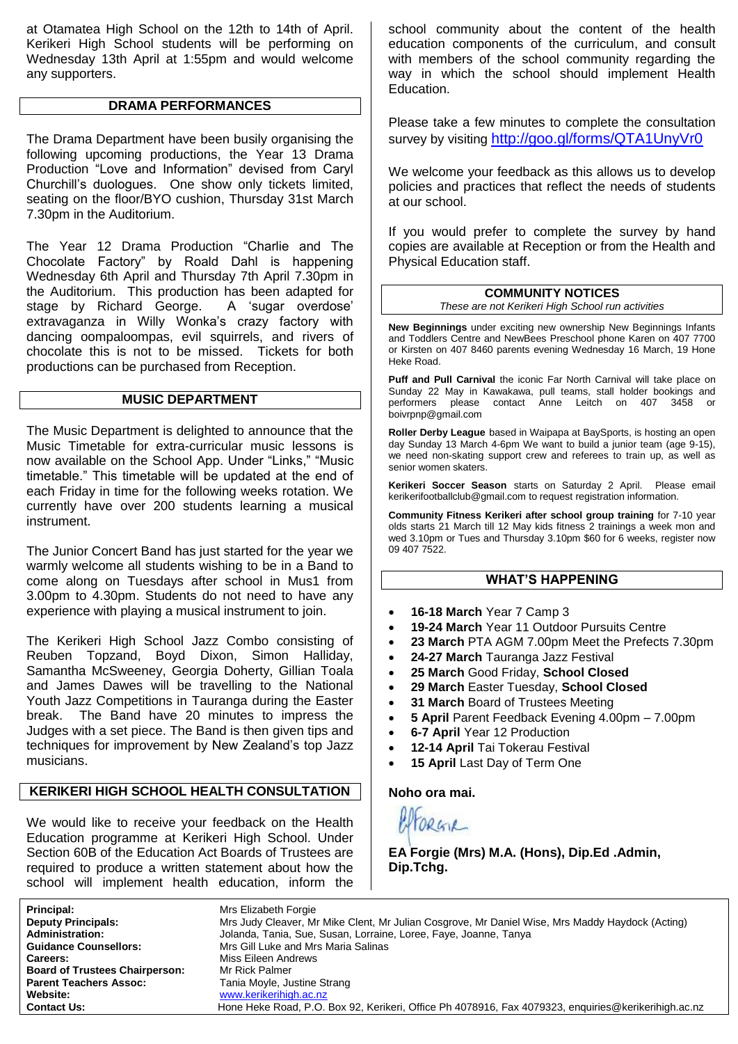at Otamatea High School on the 12th to 14th of April. Kerikeri High School students will be performing on Wednesday 13th April at 1:55pm and would welcome any supporters.

## DRAMA PERFORMANCES

The Drama Department have been busily organising the following upcoming productions, the Year 13 Drama Production "Love and Information" devised from Caryl Churchill's duologues. One show only tickets limited, seating on the floor/BYO cushion, Thursday 31st March 7.30pm in the Auditorium.

The Year 12 Drama Production "Charlie and The Chocolate Factory" by Roald Dahl is happening Wednesday 6th April and Thursday 7th April 7.30pm in the Auditorium. This production has been adapted for stage by Richard George. A 'sugar overdose' extravaganza in Willy Wonka's crazy factory with dancing oompaloompas, evil squirrels, and rivers of chocolate this is not to be missed. Tickets for both productions can be purchased from Reception.

## MUSIC DEPARTMENT

The Music Department is delighted to announce that the Music Timetable for extra-curricular music lessons is now available on the School App. Under "Links," "Music timetable." This timetable will be updated at the end of each Friday in time for the following weeks rotation. We currently have over 200 students learning a musical instrument.

The Junior Concert Band has just started for the year we warmly welcome all students wishing to be in a Band to come along on Tuesdays after school in Mus1 from 3.00pm to 4.30pm. Students do not need to have any experience with playing a musical instrument to join.

The Kerikeri High School Jazz Combo consisting of Reuben Topzand, Boyd Dixon, Simon Halliday, Samantha McSweeney, Georgia Doherty, Gillian Toala and James Dawes will be travelling to the National Youth Jazz Competitions in Tauranga during the Easter break. The Band have 20 minutes to impress the Judges with a set piece. The Band is then given tips and techniques for improvement by New Zealand's top Jazz musicians.

## KERIKERI HIGH SCHOOL HEALTH CONSULTATION

We would like to receive your feedback on the Health Education programme at Kerikeri High School. Under Section 60B of the Education Act Boards of Trustees are required to produce a written statement about how the school will implement health education, inform the school community about the content of the health education components of the curriculum, and consult with members of the school community regarding the way in which the school should implement Health Education.

Please take a few minutes to complete the consultation survey by visiting http://goo.gl/forms/QTA1UnyVr0

We welcome your feedback as this allows us to develop policies and practices that reflect the needs of students at our school.

If you would prefer to complete the survey by hand copies are available at Reception or from the Health and Physical Education staff.

## COMMUNITY NOTICES

*These are not Kerikeri High School run activities*

**New Beginnings** under exciting new ownership New Beginnings Infants and Toddlers Centre and NewBees Preschool phone Karen on 407 7700 or Kirsten on 407 8460 parents evening Wednesday 16 March, 19 Hone Heke Road.

**Puff and Pull Carnival** the iconic Far North Carnival will take place on Sunday 22 May in Kawakawa, pull teams, stall holder bookings and performers please contact Anne Leitch on 407 3458 or boivrpnp@gmail.com

**Roller Derby League** based in Waipapa at BaySports, is hosting an open day Sunday 13 March 4-6pm We want to build a junior team (age 9-15), we need non-skating support crew and referees to train up, as well as senior women skaters.

**Kerikeri Soccer Season** starts on Saturday 2 April. Please email kerikerifootballclub@gmail.com to request registration information.

**Community Fitness Kerikeri after school group training** for 7-10 year olds starts 21 March till 12 May kids fitness 2 trainings a week mon and wed 3.10pm or Tues and Thursday 3.10pm $60 for 6 weeks, register now 09 407 7522.

## WHAT'S HAPPENING

- **16-18 March** Year 7 Camp 3
- **19-24 March** Year 11 Outdoor Pursuits Centre
- **23 March** PTA AGM 7.00pm Meet the Prefects 7.30pm
- **24-27 March** Tauranga Jazz Festival
- **25 March** Good Friday, **School Closed**
- **29 March** Easter Tuesday, **School Closed**
- **31 March** Board of Trustees Meeting
- **5 April** Parent Feedback Evening 4.00pm – 7.00pm
- **6-7 April** Year 12 Production
- **12-14 April** Tai Tokerau Festival
- **15 April** Last Day of Term One

**Noho ora mai.**

EAForgie

**EA Forgie (Mrs) M.A. (Hons), Dip.Ed .Admin, Dip.Tchg.**

| | |
|---|---|
| **Principal:** | Mrs Elizabeth Forgie |
| **Deputy Principals:** | Mrs Judy Cleaver, Mr Mike Clent, Mr Julian Cosgrove, Mr Daniel Wise, Mrs Maddy Haydock (Acting) |
| **Administration:** | Jolanda, Tania, Sue, Susan, Lorraine, Loree, Faye, Joanne, Tanya |
| **Guidance Counsellors:** | Mrs Gill Luke and Mrs Maria Salinas |
| **Careers:** | Miss Eileen Andrews |
| **Board of Trustees Chairperson:** | Mr Rick Palmer |
| **Parent Teachers Assoc:** | Tania Moyle, Justine Strang |
| **Website:** | www.kerikerihigh.ac.nz |
| **Contact Us:** | Hone Heke Road, P.O. Box 92, Kerikeri, Office Ph 4078916, Fax 4079323, enquiries@kerikerihigh.ac.nz |